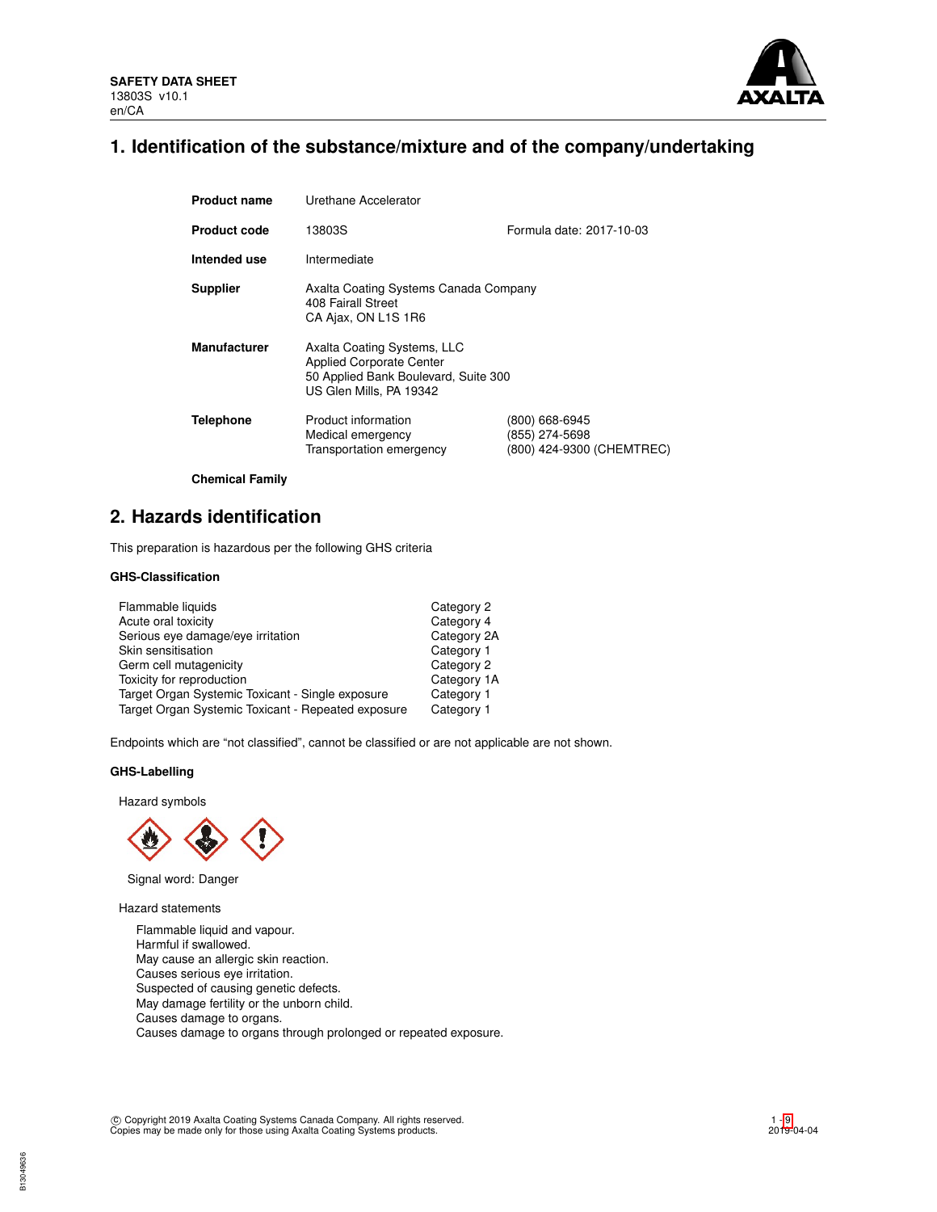**SAFETY DATA SHEET**
13803S v10.1
en/CA

# 1. Identification of the substance/mixture and of the company/undertaking

| | | |
|---|---|---|
| **Product name** | Urethane Accelerator | |
| **Product code** | 13803S | Formula date: 2017-10-03 |
| **Intended use** | Intermediate | |
| **Supplier** | Axalta Coating Systems Canada Company<br>408 Fairall Street<br>CA Ajax, ON L1S 1R6 | |
| **Manufacturer** | Axalta Coating Systems, LLC<br>Applied Corporate Center<br>50 Applied Bank Boulevard, Suite 300<br>US Glen Mills, PA 19342 | |
| **Telephone** | Product information<br>Medical emergency<br>Transportation emergency | (800) 668-6945<br>(855) 274-5698<br>(800) 424-9300 (CHEMTREC) |

**Chemical Family**

# 2. Hazards identification

This preparation is hazardous per the following GHS criteria

### GHS-Classification

| | |
|---|---|
| Flammable liquids | Category 2 |
| Acute oral toxicity | Category 4 |
| Serious eye damage/eye irritation | Category 2A |
| Skin sensitisation | Category 1 |
| Germ cell mutagenicity | Category 2 |
| Toxicity for reproduction | Category 1A |
| Target Organ Systemic Toxicant - Single exposure | Category 1 |
| Target Organ Systemic Toxicant - Repeated exposure | Category 1 |

Endpoints which are “not classified”, cannot be classified or are not applicable are not shown.

### GHS-Labelling

Hazard symbols

Signal word: Danger

Hazard statements

Flammable liquid and vapour.
Harmful if swallowed.
May cause an allergic skin reaction.
Causes serious eye irritation.
Suspected of causing genetic defects.
May damage fertility or the unborn child.
Causes damage to organs.
Causes damage to organs through prolonged or repeated exposure.

© Copyright 2019 Axalta Coating Systems Canada Company. All rights reserved.
Copies may be made only for those using Axalta Coating Systems products.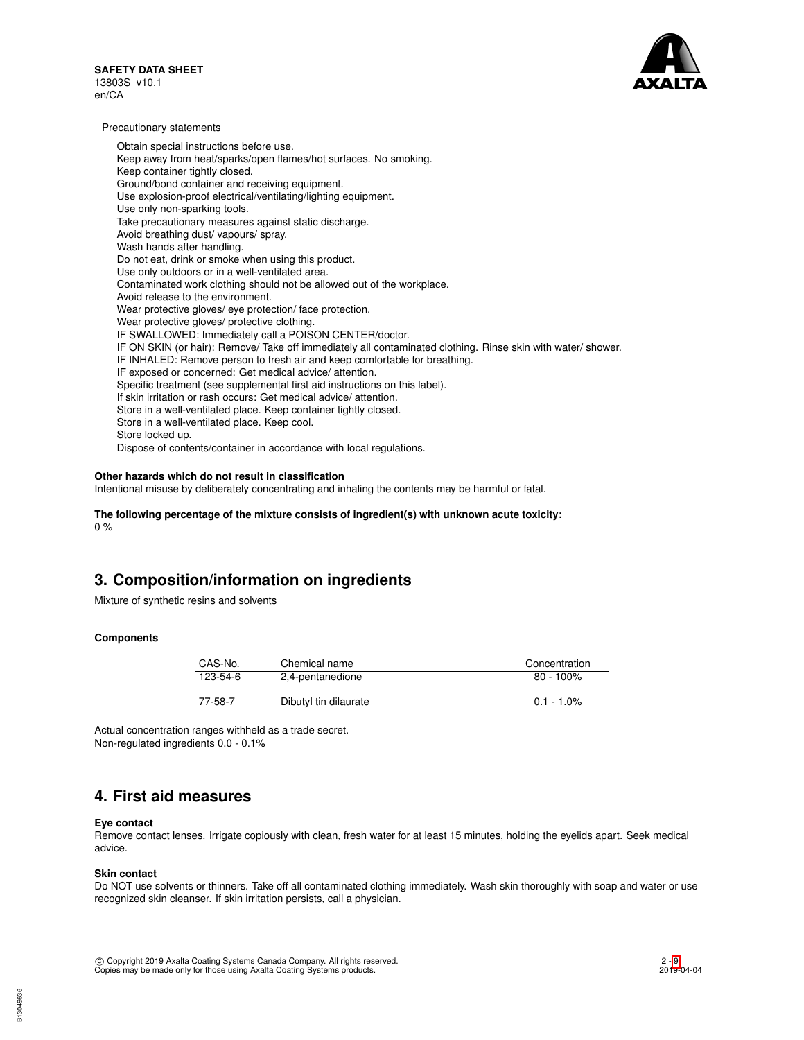Precautionary statements

Obtain special instructions before use.
Keep away from heat/sparks/open flames/hot surfaces. No smoking.
Keep container tightly closed.
Ground/bond container and receiving equipment.
Use explosion-proof electrical/ventilating/lighting equipment.
Use only non-sparking tools.
Take precautionary measures against static discharge.
Avoid breathing dust/ vapours/ spray.
Wash hands after handling.
Do not eat, drink or smoke when using this product.
Use only outdoors or in a well-ventilated area.
Contaminated work clothing should not be allowed out of the workplace.
Avoid release to the environment.
Wear protective gloves/ eye protection/ face protection.
Wear protective gloves/ protective clothing.
IF SWALLOWED: Immediately call a POISON CENTER/doctor.
IF ON SKIN (or hair): Remove/ Take off immediately all contaminated clothing. Rinse skin with water/ shower.
IF INHALED: Remove person to fresh air and keep comfortable for breathing.
IF exposed or concerned: Get medical advice/ attention.
Specific treatment (see supplemental first aid instructions on this label).
If skin irritation or rash occurs: Get medical advice/ attention.
Store in a well-ventilated place. Keep container tightly closed.
Store in a well-ventilated place. Keep cool.
Store locked up.
Dispose of contents/container in accordance with local regulations.

**Other hazards which do not result in classification**
Intentional misuse by deliberately concentrating and inhaling the contents may be harmful or fatal.

**The following percentage of the mixture consists of ingredient(s) with unknown acute toxicity:**
0 %

## 3. Composition/information on ingredients

Mixture of synthetic resins and solvents

**Components**

| CAS-No. | Chemical name | Concentration |
|---|---|---|
| 123-54-6 | 2,4-pentanedione | 80 - 100% |
| 77-58-7 | Dibutyl tin dilaurate | 0.1 - 1.0% |

Actual concentration ranges withheld as a trade secret.
Non-regulated ingredients 0.0 - 0.1%

## 4. First aid measures

**Eye contact**
Remove contact lenses. Irrigate copiously with clean, fresh water for at least 15 minutes, holding the eyelids apart. Seek medical advice.

**Skin contact**
Do NOT use solvents or thinners. Take off all contaminated clothing immediately. Wash skin thoroughly with soap and water or use recognized skin cleanser. If skin irritation persists, call a physician.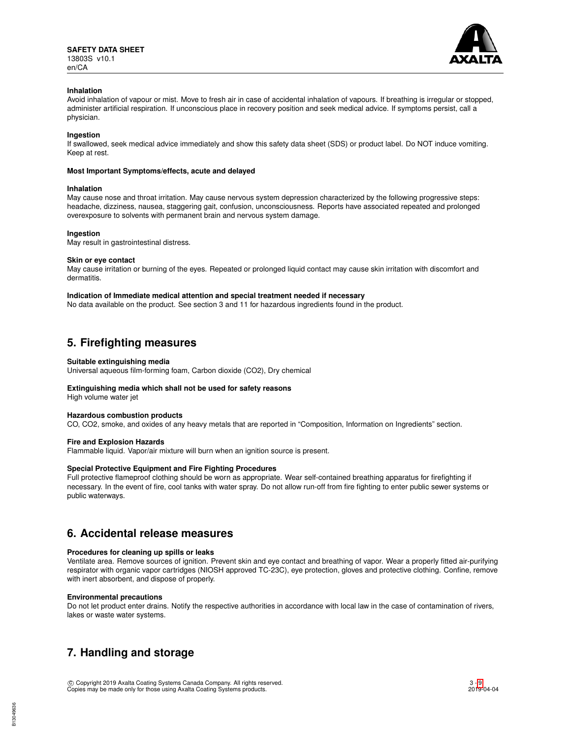**Inhalation**
Avoid inhalation of vapour or mist. Move to fresh air in case of accidental inhalation of vapours. If breathing is irregular or stopped, administer artificial respiration. If unconscious place in recovery position and seek medical advice. If symptoms persist, call a physician.

**Ingestion**
If swallowed, seek medical advice immediately and show this safety data sheet (SDS) or product label. Do NOT induce vomiting. Keep at rest.

**Most Important Symptoms/effects, acute and delayed**

**Inhalation**
May cause nose and throat irritation. May cause nervous system depression characterized by the following progressive steps: headache, dizziness, nausea, staggering gait, confusion, unconsciousness. Reports have associated repeated and prolonged overexposure to solvents with permanent brain and nervous system damage.

**Ingestion**
May result in gastrointestinal distress.

**Skin or eye contact**
May cause irritation or burning of the eyes. Repeated or prolonged liquid contact may cause skin irritation with discomfort and dermatitis.

**Indication of Immediate medical attention and special treatment needed if necessary**
No data available on the product. See section 3 and 11 for hazardous ingredients found in the product.

## 5. Firefighting measures

**Suitable extinguishing media**
Universal aqueous film-forming foam, Carbon dioxide ($CO_2$), Dry chemical

**Extinguishing media which shall not be used for safety reasons**
High volume water jet

**Hazardous combustion products**
CO, $CO_2$, smoke, and oxides of any heavy metals that are reported in “Composition, Information on Ingredients” section.

**Fire and Explosion Hazards**
Flammable liquid. Vapor/air mixture will burn when an ignition source is present.

**Special Protective Equipment and Fire Fighting Procedures**
Full protective flameproof clothing should be worn as appropriate. Wear self-contained breathing apparatus for firefighting if necessary. In the event of fire, cool tanks with water spray. Do not allow run-off from fire fighting to enter public sewer systems or public waterways.

## 6. Accidental release measures

**Procedures for cleaning up spills or leaks**
Ventilate area. Remove sources of ignition. Prevent skin and eye contact and breathing of vapor. Wear a properly fitted air-purifying respirator with organic vapor cartridges (NIOSH approved TC-23C), eye protection, gloves and protective clothing. Confine, remove with inert absorbent, and dispose of properly.

**Environmental precautions**
Do not let product enter drains. Notify the respective authorities in accordance with local law in the case of contamination of rivers, lakes or waste water systems.

## 7. Handling and storage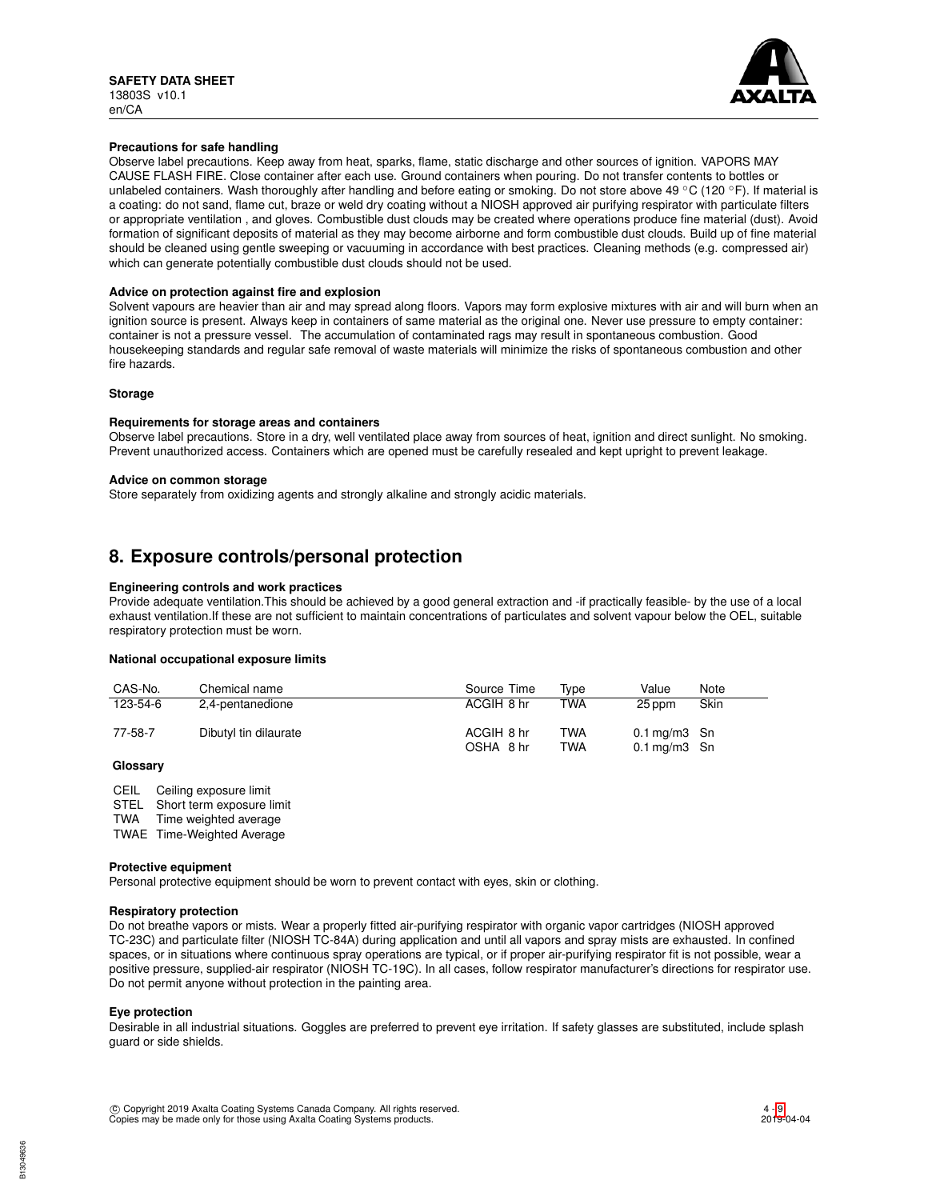**Precautions for safe handling**

Observe label precautions. Keep away from heat, sparks, flame, static discharge and other sources of ignition. VAPORS MAY CAUSE FLASH FIRE. Close container after each use. Ground containers when pouring. Do not transfer contents to bottles or unlabeled containers. Wash thoroughly after handling and before eating or smoking. Do not store above 49 °C (120 °F). If material is a coating: do not sand, flame cut, braze or weld dry coating without a NIOSH approved air purifying respirator with particulate filters or appropriate ventilation , and gloves. Combustible dust clouds may be created where operations produce fine material (dust). Avoid formation of significant deposits of material as they may become airborne and form combustible dust clouds. Build up of fine material should be cleaned using gentle sweeping or vacuuming in accordance with best practices. Cleaning methods (e.g. compressed air) which can generate potentially combustible dust clouds should not be used.

**Advice on protection against fire and explosion**

Solvent vapours are heavier than air and may spread along floors. Vapors may form explosive mixtures with air and will burn when an ignition source is present. Always keep in containers of same material as the original one. Never use pressure to empty container: container is not a pressure vessel. The accumulation of contaminated rags may result in spontaneous combustion. Good housekeeping standards and regular safe removal of waste materials will minimize the risks of spontaneous combustion and other fire hazards.

**Storage**

**Requirements for storage areas and containers**

Observe label precautions. Store in a dry, well ventilated place away from sources of heat, ignition and direct sunlight. No smoking. Prevent unauthorized access. Containers which are opened must be carefully resealed and kept upright to prevent leakage.

**Advice on common storage**

Store separately from oxidizing agents and strongly alkaline and strongly acidic materials.

## 8. Exposure controls/personal protection

**Engineering controls and work practices**

Provide adequate ventilation.This should be achieved by a good general extraction and -if practically feasible- by the use of a local exhaust ventilation.If these are not sufficient to maintain concentrations of particulates and solvent vapour below the OEL, suitable respiratory protection must be worn.

**National occupational exposure limits**

| CAS-No. | Chemical name | Source Time | Type | Value | Note |
|---|---|---|---|---|---|
| 123-54-6 | 2,4-pentanedione | ACGIH 8 hr | TWA | 25 ppm | Skin |
| 77-58-7 | Dibutyl tin dilaurate | ACGIH 8 hr | TWA | 0.1 mg/m3 | Sn |
| | | OSHA 8 hr | TWA | 0.1 mg/m3 | Sn |

**Glossary**

CEIL Ceiling exposure limit
STEL Short term exposure limit
TWA Time weighted average
TWAE Time-Weighted Average

**Protective equipment**

Personal protective equipment should be worn to prevent contact with eyes, skin or clothing.

**Respiratory protection**

Do not breathe vapors or mists. Wear a properly fitted air-purifying respirator with organic vapor cartridges (NIOSH approved TC-23C) and particulate filter (NIOSH TC-84A) during application and until all vapors and spray mists are exhausted. In confined spaces, or in situations where continuous spray operations are typical, or if proper air-purifying respirator fit is not possible, wear a positive pressure, supplied-air respirator (NIOSH TC-19C). In all cases, follow respirator manufacturer's directions for respirator use. Do not permit anyone without protection in the painting area.

**Eye protection**

Desirable in all industrial situations. Goggles are preferred to prevent eye irritation. If safety glasses are substituted, include splash guard or side shields.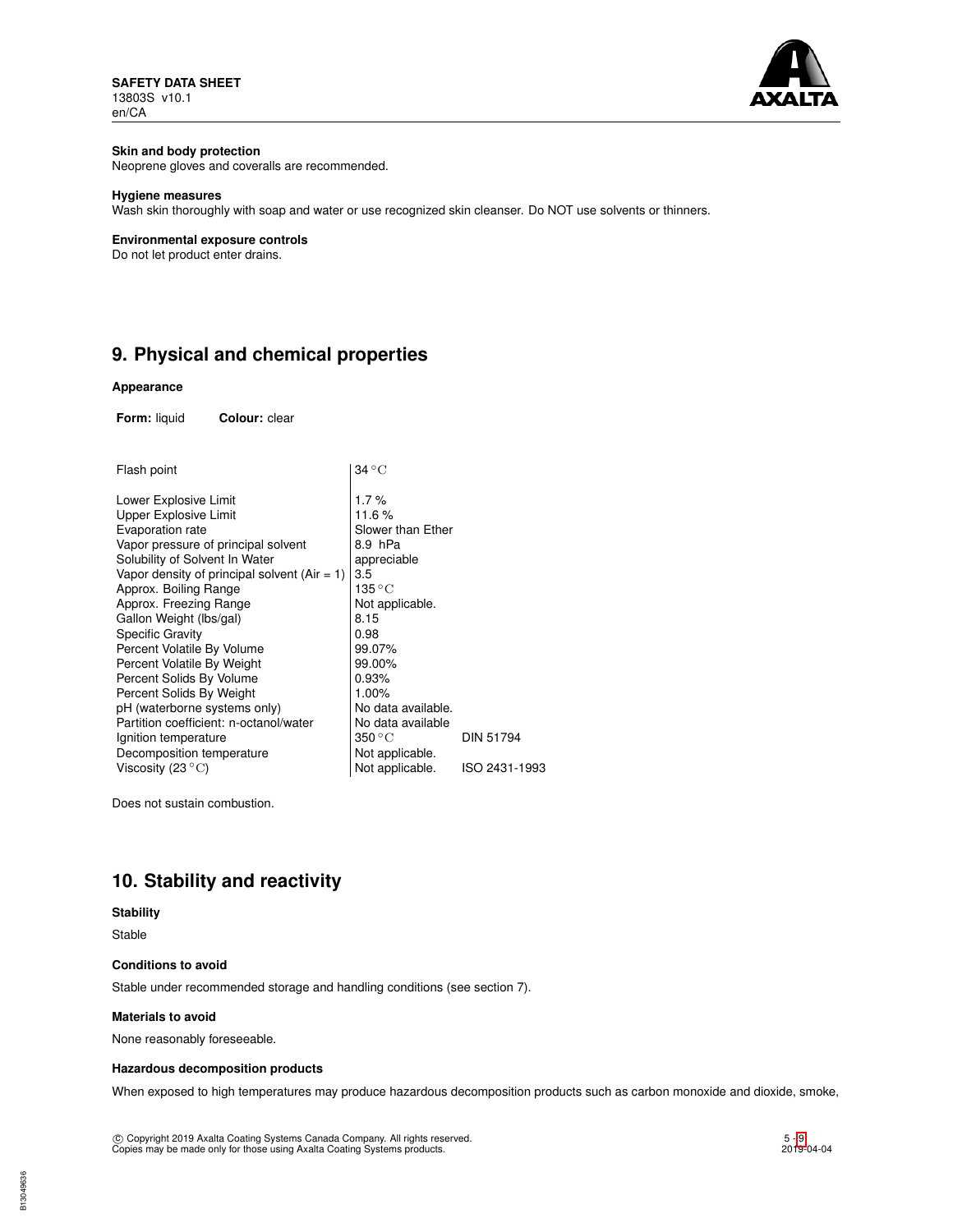**Skin and body protection**

Neoprene gloves and coveralls are recommended.

**Hygiene measures**

Wash skin thoroughly with soap and water or use recognized skin cleanser. Do NOT use solvents or thinners.

**Environmental exposure controls**

Do not let product enter drains.

## 9. Physical and chemical properties

**Appearance**

**Form:** liquid **Colour:** clear

| | | |
|---|---|---|
| Flash point | 34 °C | |
| Lower Explosive Limit | 1.7 % | |
| Upper Explosive Limit | 11.6 % | |
| Evaporation rate | Slower than Ether | |
| Vapor pressure of principal solvent | 8.9 hPa | |
| Solubility of Solvent In Water | appreciable | |
| Vapor density of principal solvent (Air = 1) | 3.5 | |
| Approx. Boiling Range | 135 °C | |
| Approx. Freezing Range | Not applicable. | |
| Gallon Weight (lbs/gal) | 8.15 | |
| Specific Gravity | 0.98 | |
| Percent Volatile By Volume | 99.07% | |
| Percent Volatile By Weight | 99.00% | |
| Percent Solids By Volume | 0.93% | |
| Percent Solids By Weight | 1.00% | |
| pH (waterborne systems only) | No data available. | |
| Partition coefficient: n-octanol/water | No data available | |
| Ignition temperature | 350 °C | DIN 51794 |
| Decomposition temperature | Not applicable. | |
| Viscosity (23 °C) | Not applicable. | ISO 2431-1993 |

Does not sustain combustion.

## 10. Stability and reactivity

**Stability**

Stable

**Conditions to avoid**

Stable under recommended storage and handling conditions (see section 7).

**Materials to avoid**

None reasonably foreseeable.

**Hazardous decomposition products**

When exposed to high temperatures may produce hazardous decomposition products such as carbon monoxide and dioxide, smoke,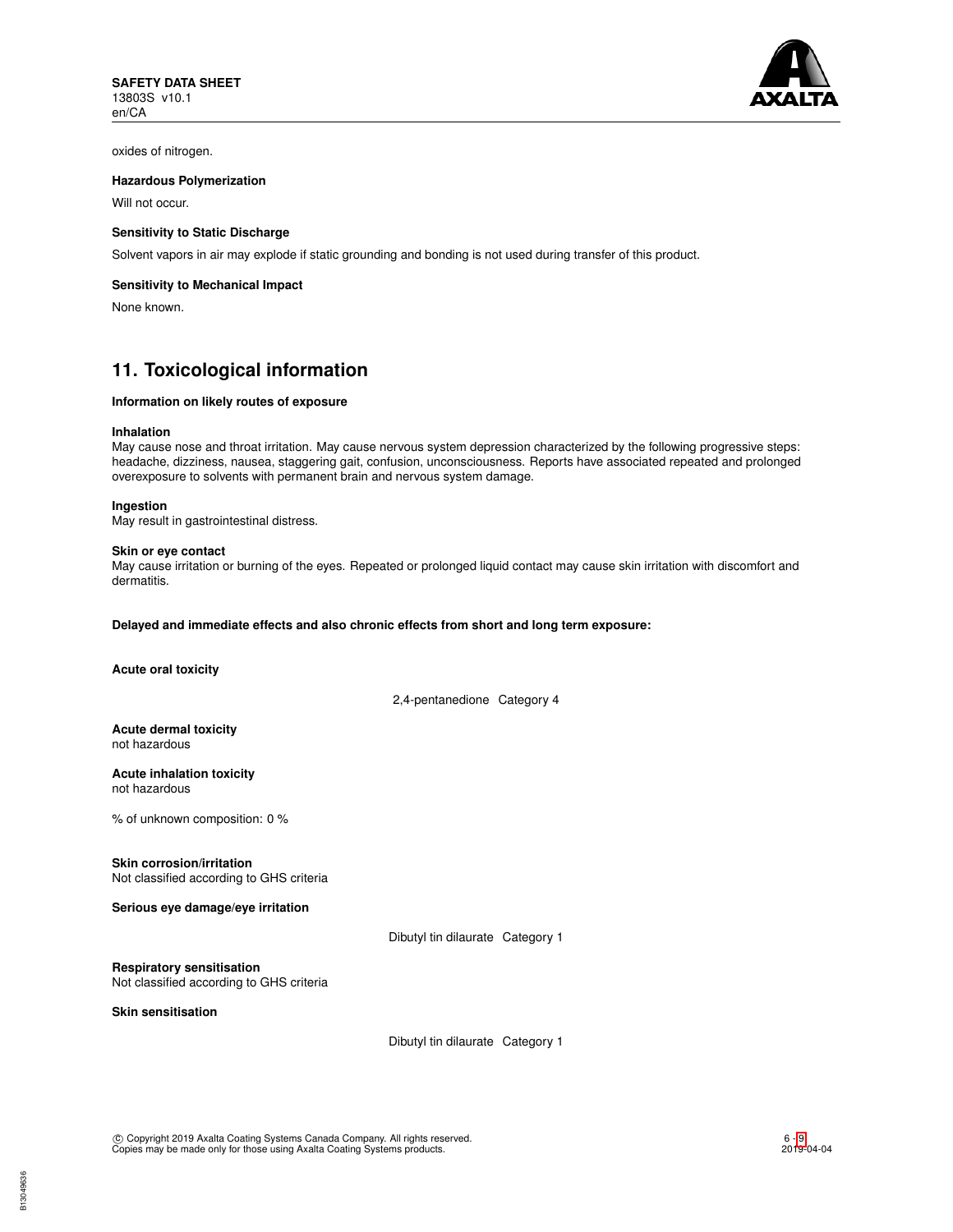oxides of nitrogen.

**Hazardous Polymerization**

Will not occur.

**Sensitivity to Static Discharge**

Solvent vapors in air may explode if static grounding and bonding is not used during transfer of this product.

**Sensitivity to Mechanical Impact**

None known.

## 11. Toxicological information

**Information on likely routes of exposure**

**Inhalation**
May cause nose and throat irritation. May cause nervous system depression characterized by the following progressive steps: headache, dizziness, nausea, staggering gait, confusion, unconsciousness. Reports have associated repeated and prolonged overexposure to solvents with permanent brain and nervous system damage.

**Ingestion**
May result in gastrointestinal distress.

**Skin or eye contact**
May cause irritation or burning of the eyes. Repeated or prolonged liquid contact may cause skin irritation with discomfort and dermatitis.

**Delayed and immediate effects and also chronic effects from short and long term exposure:**

**Acute oral toxicity**

2,4-pentanedione Category 4

**Acute dermal toxicity**
not hazardous

**Acute inhalation toxicity**
not hazardous

% of unknown composition: 0 %

**Skin corrosion/irritation**
Not classified according to GHS criteria

**Serious eye damage/eye irritation**

Dibutyl tin dilaurate Category 1

**Respiratory sensitisation**
Not classified according to GHS criteria

**Skin sensitisation**

Dibutyl tin dilaurate Category 1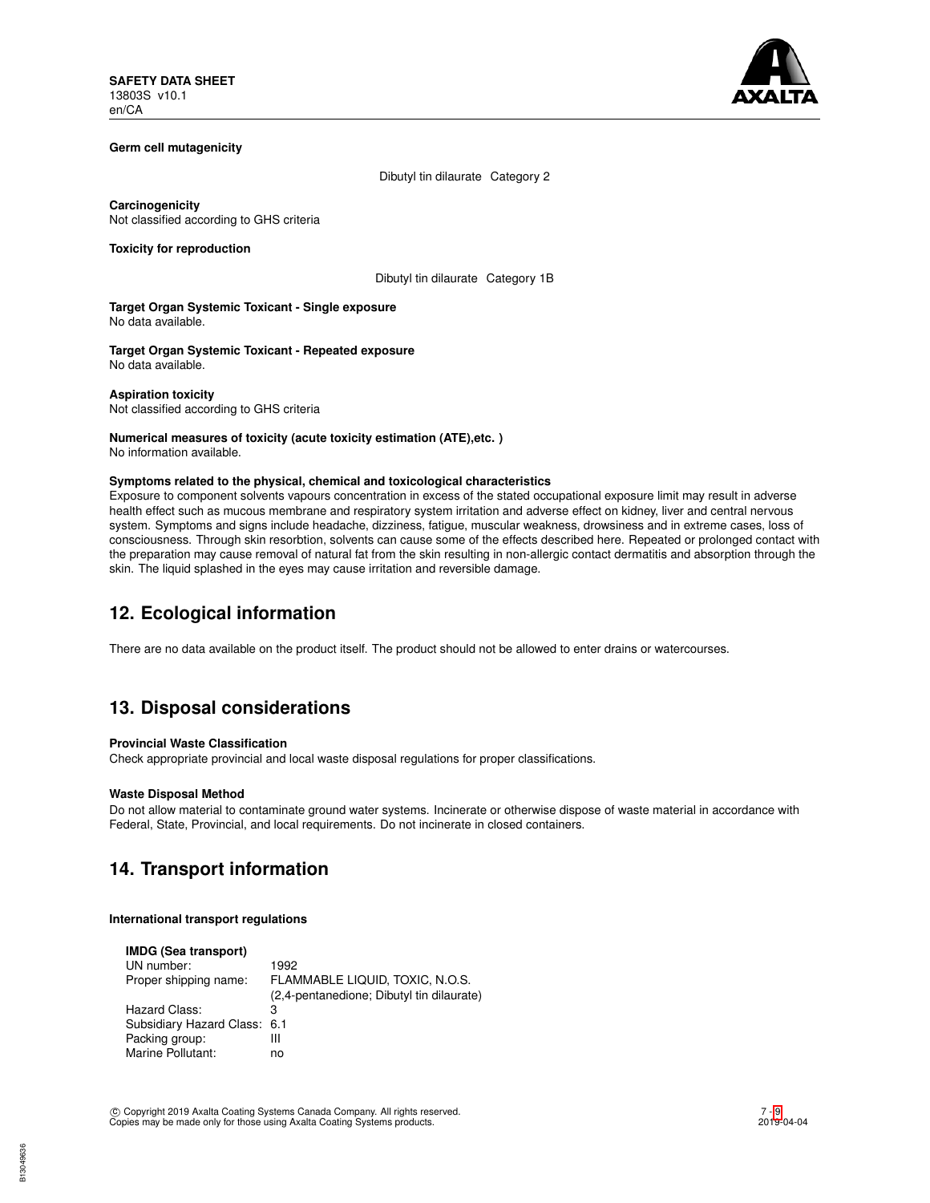**Germ cell mutagenicity**

| | |
|---|---|
| Dibutyl tin dilaurate | Category 2 |

**Carcinogenicity**
Not classified according to GHS criteria

**Toxicity for reproduction**

| | |
|---|---|
| Dibutyl tin dilaurate | Category 1B |

**Target Organ Systemic Toxicant - Single exposure**
No data available.

**Target Organ Systemic Toxicant - Repeated exposure**
No data available.

**Aspiration toxicity**
Not classified according to GHS criteria

**Numerical measures of toxicity (acute toxicity estimation (ATE),etc. )**
No information available.

**Symptoms related to the physical, chemical and toxicological characteristics**
Exposure to component solvents vapours concentration in excess of the stated occupational exposure limit may result in adverse health effect such as mucous membrane and respiratory system irritation and adverse effect on kidney, liver and central nervous system. Symptoms and signs include headache, dizziness, fatigue, muscular weakness, drowsiness and in extreme cases, loss of consciousness. Through skin resorbtion, solvents can cause some of the effects described here. Repeated or prolonged contact with the preparation may cause removal of natural fat from the skin resulting in non-allergic contact dermatitis and absorption through the skin. The liquid splashed in the eyes may cause irritation and reversible damage.

## 12. Ecological information

There are no data available on the product itself. The product should not be allowed to enter drains or watercourses.

## 13. Disposal considerations

**Provincial Waste Classification**
Check appropriate provincial and local waste disposal regulations for proper classifications.

**Waste Disposal Method**
Do not allow material to contaminate ground water systems. Incinerate or otherwise dispose of waste material in accordance with Federal, State, Provincial, and local requirements. Do not incinerate in closed containers.

## 14. Transport information

**International transport regulations**

**IMDG (Sea transport)**

| | |
|---|---|
| UN number: | 1992 |
| Proper shipping name: | FLAMMABLE LIQUID, TOXIC, N.O.S. (2,4-pentanedione; Dibutyl tin dilaurate) |
| Hazard Class: | 3 |
| Subsidiary Hazard Class: | 6.1 |
| Packing group: | III |
| Marine Pollutant: | no |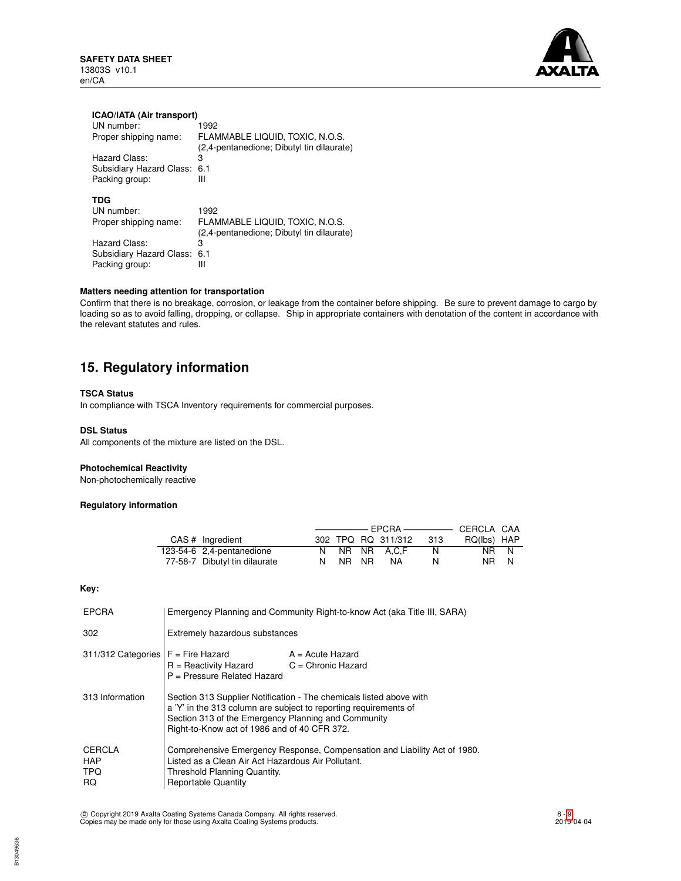**ICAO/IATA (Air transport)**

| | |
|---|---|
| UN number: | 1992 |
| Proper shipping name: | FLAMMABLE LIQUID, TOXIC, N.O.S. (2,4-pentanedione; Dibutyl tin dilaurate) |
| Hazard Class: | 3 |
| Subsidiary Hazard Class: | 6.1 |
| Packing group: | III |

**TDG**

| | |
|---|---|
| UN number: | 1992 |
| Proper shipping name: | FLAMMABLE LIQUID, TOXIC, N.O.S. (2,4-pentanedione; Dibutyl tin dilaurate) |
| Hazard Class: | 3 |
| Subsidiary Hazard Class: | 6.1 |
| Packing group: | III |

**Matters needing attention for transportation**

Confirm that there is no breakage, corrosion, or leakage from the container before shipping. Be sure to prevent damage to cargo by loading so as to avoid falling, dropping, or collapse. Ship in appropriate containers with denotation of the content in accordance with the relevant statutes and rules.

## 15. Regulatory information

**TSCA Status**

In compliance with TSCA Inventory requirements for commercial purposes.

**DSL Status**

All components of the mixture are listed on the DSL.

**Photochemical Reactivity**

Non-photochemically reactive

**Regulatory information**

| | | EPCRA | | | | | CERCLA | CAA |
|---|---|---|---|---|---|---|---|---|
| CAS # | Ingredient | 302 | TPQ | RQ | 311/312 | 313 | RQ(lbs) | HAP |
| 123-54-6 | 2,4-pentanedione | N | NR | NR | A,C,F | N | NR | N |
| 77-58-7 | Dibutyl tin dilaurate | N | NR | NR | NA | N | NR | N |

**Key:**

| | |
|---|---|
| EPCRA | Emergency Planning and Community Right-to-know Act (aka Title III, SARA) |
| 302 | Extremely hazardous substances |
| 311/312 Categories | F = Fire Hazard; A = Acute Hazard; R = Reactivity Hazard; C = Chronic Hazard; P = Pressure Related Hazard |
| 313 Information | Section 313 Supplier Notification - The chemicals listed above with a 'Y' in the 313 column are subject to reporting requirements of Section 313 of the Emergency Planning and Community Right-to-Know act of 1986 and of 40 CFR 372. |
| CERCLA | Comprehensive Emergency Response, Compensation and Liability Act of 1980. |
| HAP | Listed as a Clean Air Act Hazardous Air Pollutant. |
| TPQ | Threshold Planning Quantity. |
| RQ | Reportable Quantity |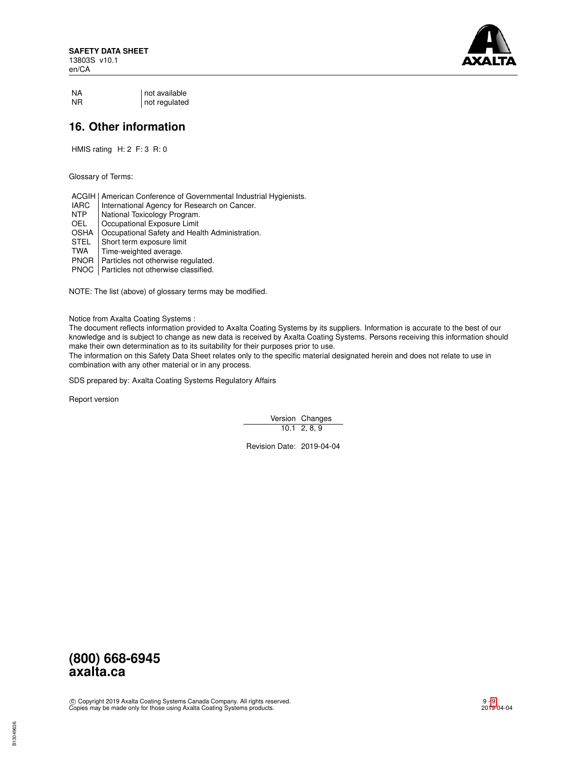| | |
|---|---|
| NA | not available |
| NR | not regulated |

## 16. Other information

HMIS rating H: 2 F: 3 R: 0

Glossary of Terms:

| | |
|---|---|
| ACGIH | American Conference of Governmental Industrial Hygienists. |
| IARC | International Agency for Research on Cancer. |
| NTP | National Toxicology Program. |
| OEL | Occupational Exposure Limit |
| OSHA | Occupational Safety and Health Administration. |
| STEL | Short term exposure limit |
| TWA | Time-weighted average. |
| PNOR | Particles not otherwise regulated. |
| PNOC | Particles not otherwise classified. |

NOTE: The list (above) of glossary terms may be modified.

Notice from Axalta Coating Systems :
The document reflects information provided to Axalta Coating Systems by its suppliers. Information is accurate to the best of our knowledge and is subject to change as new data is received by Axalta Coating Systems. Persons receiving this information should make their own determination as to its suitability for their purposes prior to use.
The information on this Safety Data Sheet relates only to the specific material designated herein and does not relate to use in combination with any other material or in any process.

SDS prepared by: Axalta Coating Systems Regulatory Affairs

Report version

| Version | Changes |
|---|---|
| 10.1 | 2, 8, 9 |

Revision Date: 2019-04-04

**(800) 668-6945**
**axalta.ca**

© Copyright 2019 Axalta Coating Systems Canada Company. All rights reserved.
Copies may be made only for those using Axalta Coating Systems products.